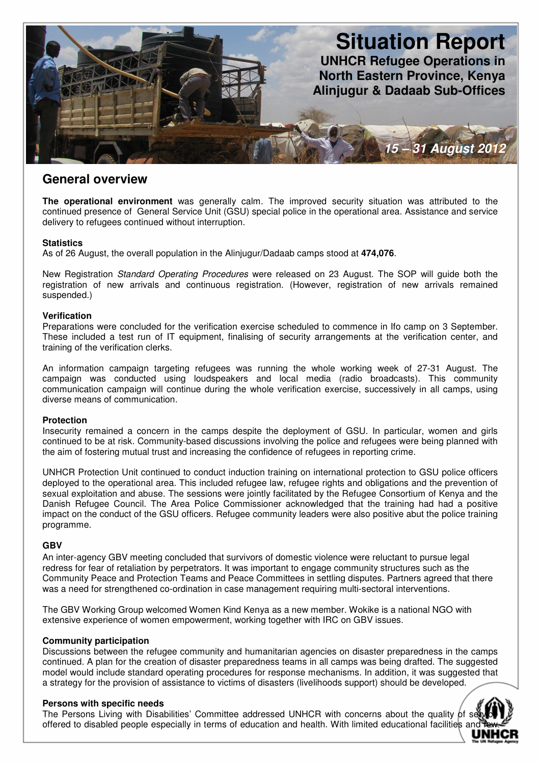# Situation Report

## UNHCR Refugee Operations in North Eastern Province, Kenya
## Alinjugur & Dadaab Sub-Offices

*15 – 31 August 2012*

## General overview

**The operational environment** was generally calm. The improved security situation was attributed to the continued presence of General Service Unit (GSU) special police in the operational area. Assistance and service delivery to refugees continued without interruption.

### Statistics

As of 26 August, the overall population in the Alinjugur/Dadaab camps stood at **474,076**.

New Registration *Standard Operating Procedures* were released on 23 August. The SOP will guide both the registration of new arrivals and continuous registration. (However, registration of new arrivals remained suspended.)

### Verification

Preparations were concluded for the verification exercise scheduled to commence in Ifo camp on 3 September. These included a test run of IT equipment, finalising of security arrangements at the verification center, and training of the verification clerks.

An information campaign targeting refugees was running the whole working week of 27-31 August. The campaign was conducted using loudspeakers and local media (radio broadcasts). This community communication campaign will continue during the whole verification exercise, successively in all camps, using diverse means of communication.

### Protection

Insecurity remained a concern in the camps despite the deployment of GSU. In particular, women and girls continued to be at risk. Community-based discussions involving the police and refugees were being planned with the aim of fostering mutual trust and increasing the confidence of refugees in reporting crime.

UNHCR Protection Unit continued to conduct induction training on international protection to GSU police officers deployed to the operational area. This included refugee law, refugee rights and obligations and the prevention of sexual exploitation and abuse. The sessions were jointly facilitated by the Refugee Consortium of Kenya and the Danish Refugee Council. The Area Police Commissioner acknowledged that the training had had a positive impact on the conduct of the GSU officers. Refugee community leaders were also positive abut the police training programme.

### GBV

An inter-agency GBV meeting concluded that survivors of domestic violence were reluctant to pursue legal redress for fear of retaliation by perpetrators. It was important to engage community structures such as the Community Peace and Protection Teams and Peace Committees in settling disputes. Partners agreed that there was a need for strengthened co-ordination in case management requiring multi-sectoral interventions.

The GBV Working Group welcomed Women Kind Kenya as a new member. Wokike is a national NGO with extensive experience of women empowerment, working together with IRC on GBV issues.

### Community participation

Discussions between the refugee community and humanitarian agencies on disaster preparedness in the camps continued. A plan for the creation of disaster preparedness teams in all camps was being drafted. The suggested model would include standard operating procedures for response mechanisms. In addition, it was suggested that a strategy for the provision of assistance to victims of disasters (livelihoods support) should be developed.

### Persons with specific needs

The Persons Living with Disabilities' Committee addressed UNHCR with concerns about the quality of services offered to disabled people especially in terms of education and health. With limited educational facilities and few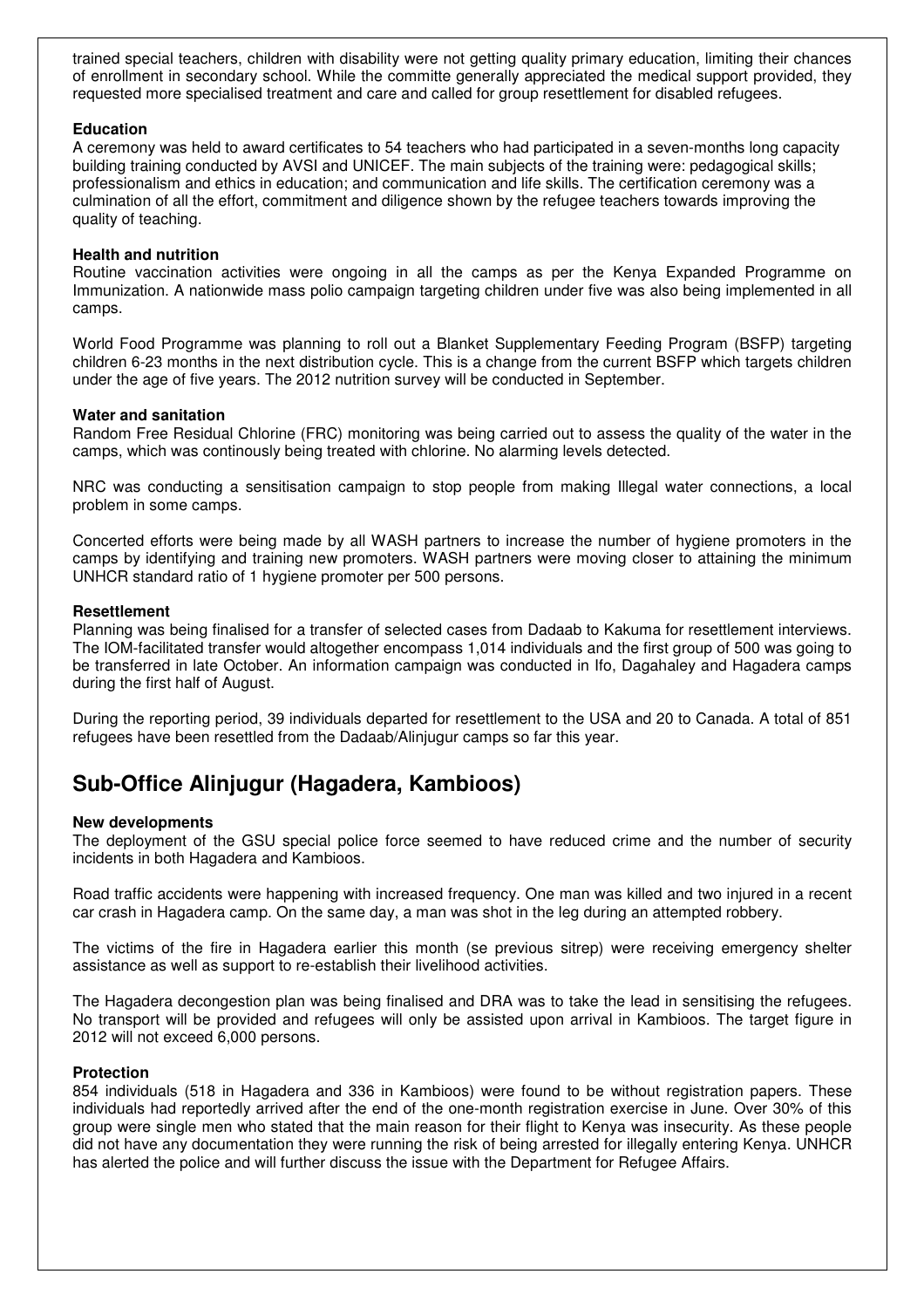trained special teachers, children with disability were not getting quality primary education, limiting their chances of enrollment in secondary school. While the committe generally appreciated the medical support provided, they requested more specialised treatment and care and called for group resettlement for disabled refugees.

### Education

A ceremony was held to award certificates to 54 teachers who had participated in a seven-months long capacity building training conducted by AVSI and UNICEF. The main subjects of the training were: pedagogical skills; professionalism and ethics in education; and communication and life skills. The certification ceremony was a culmination of all the effort, commitment and diligence shown by the refugee teachers towards improving the quality of teaching.

### Health and nutrition

Routine vaccination activities were ongoing in all the camps as per the Kenya Expanded Programme on Immunization. A nationwide mass polio campaign targeting children under five was also being implemented in all camps.

World Food Programme was planning to roll out a Blanket Supplementary Feeding Program (BSFP) targeting children 6-23 months in the next distribution cycle. This is a change from the current BSFP which targets children under the age of five years. The 2012 nutrition survey will be conducted in September.

### Water and sanitation

Random Free Residual Chlorine (FRC) monitoring was being carried out to assess the quality of the water in the camps, which was continously being treated with chlorine. No alarming levels detected.

NRC was conducting a sensitisation campaign to stop people from making Illegal water connections, a local problem in some camps.

Concerted efforts were being made by all WASH partners to increase the number of hygiene promoters in the camps by identifying and training new promoters. WASH partners were moving closer to attaining the minimum UNHCR standard ratio of 1 hygiene promoter per 500 persons.

### Resettlement

Planning was being finalised for a transfer of selected cases from Dadaab to Kakuma for resettlement interviews. The IOM-facilitated transfer would altogether encompass 1,014 individuals and the first group of 500 was going to be transferred in late October. An information campaign was conducted in Ifo, Dagahaley and Hagadera camps during the first half of August.

During the reporting period, 39 individuals departed for resettlement to the USA and 20 to Canada. A total of 851 refugees have been resettled from the Dadaab/Alinjugur camps so far this year.

## Sub-Office Alinjugur (Hagadera, Kambioos)

### New developments

The deployment of the GSU special police force seemed to have reduced crime and the number of security incidents in both Hagadera and Kambioos.

Road traffic accidents were happening with increased frequency. One man was killed and two injured in a recent car crash in Hagadera camp. On the same day, a man was shot in the leg during an attempted robbery.

The victims of the fire in Hagadera earlier this month (se previous sitrep) were receiving emergency shelter assistance as well as support to re-establish their livelihood activities.

The Hagadera decongestion plan was being finalised and DRA was to take the lead in sensitising the refugees. No transport will be provided and refugees will only be assisted upon arrival in Kambioos. The target figure in 2012 will not exceed 6,000 persons.

### Protection

854 individuals (518 in Hagadera and 336 in Kambioos) were found to be without registration papers. These individuals had reportedly arrived after the end of the one-month registration exercise in June. Over 30% of this group were single men who stated that the main reason for their flight to Kenya was insecurity. As these people did not have any documentation they were running the risk of being arrested for illegally entering Kenya. UNHCR has alerted the police and will further discuss the issue with the Department for Refugee Affairs.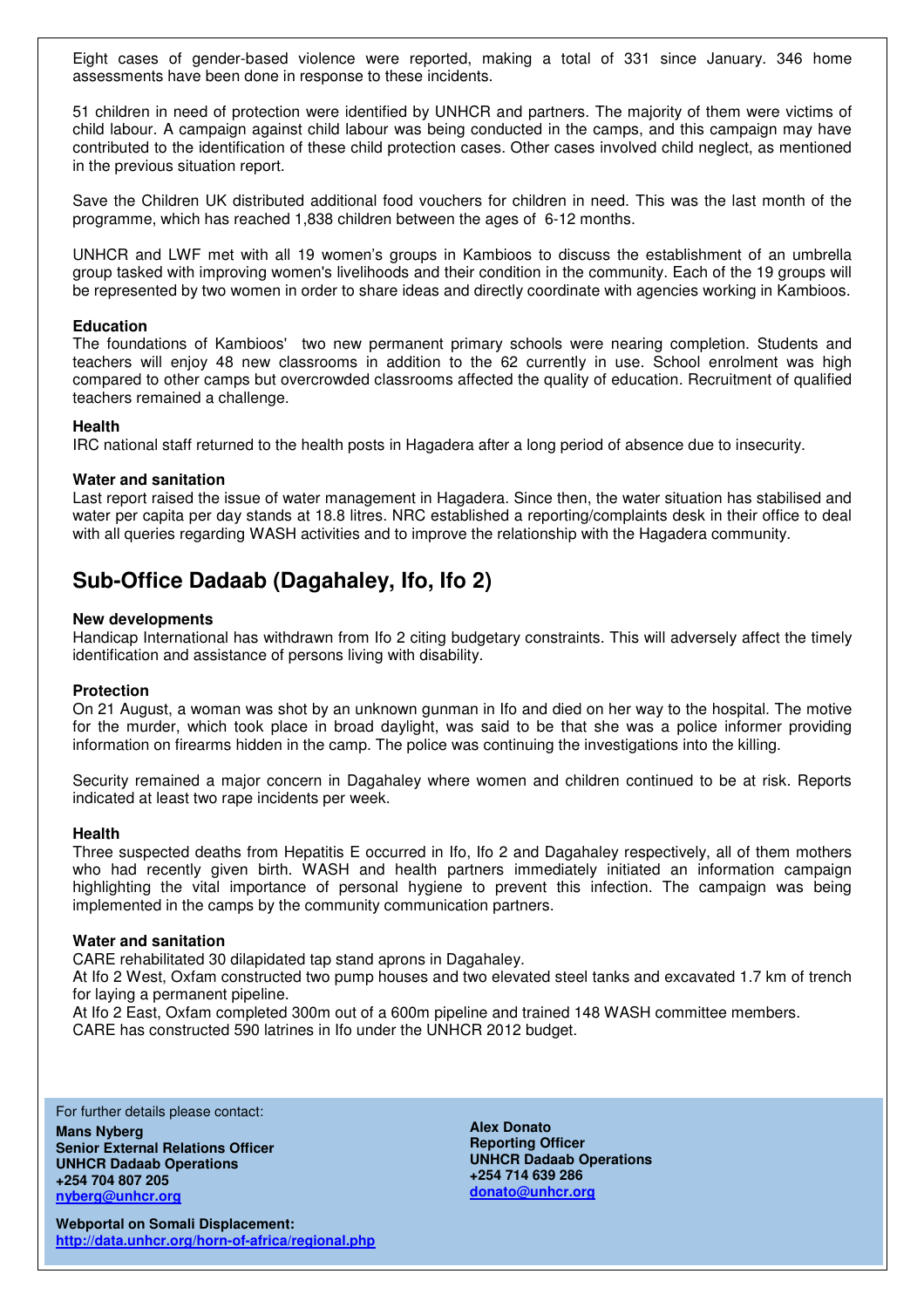Eight cases of gender-based violence were reported, making a total of 331 since January. 346 home assessments have been done in response to these incidents.

51 children in need of protection were identified by UNHCR and partners. The majority of them were victims of child labour. A campaign against child labour was being conducted in the camps, and this campaign may have contributed to the identification of these child protection cases. Other cases involved child neglect, as mentioned in the previous situation report.

Save the Children UK distributed additional food vouchers for children in need. This was the last month of the programme, which has reached 1,838 children between the ages of 6-12 months.

UNHCR and LWF met with all 19 women's groups in Kambioos to discuss the establishment of an umbrella group tasked with improving women's livelihoods and their condition in the community. Each of the 19 groups will be represented by two women in order to share ideas and directly coordinate with agencies working in Kambioos.

**Education**

The foundations of Kambioos' two new permanent primary schools were nearing completion. Students and teachers will enjoy 48 new classrooms in addition to the 62 currently in use. School enrolment was high compared to other camps but overcrowded classrooms affected the quality of education. Recruitment of qualified teachers remained a challenge.

**Health**

IRC national staff returned to the health posts in Hagadera after a long period of absence due to insecurity.

**Water and sanitation**

Last report raised the issue of water management in Hagadera. Since then, the water situation has stabilised and water per capita per day stands at 18.8 litres. NRC established a reporting/complaints desk in their office to deal with all queries regarding WASH activities and to improve the relationship with the Hagadera community.

## Sub-Office Dadaab (Dagahaley, Ifo, Ifo 2)

**New developments**

Handicap International has withdrawn from Ifo 2 citing budgetary constraints. This will adversely affect the timely identification and assistance of persons living with disability.

**Protection**

On 21 August, a woman was shot by an unknown gunman in Ifo and died on her way to the hospital. The motive for the murder, which took place in broad daylight, was said to be that she was a police informer providing information on firearms hidden in the camp. The police was continuing the investigations into the killing.

Security remained a major concern in Dagahaley where women and children continued to be at risk. Reports indicated at least two rape incidents per week.

**Health**

Three suspected deaths from Hepatitis E occurred in Ifo, Ifo 2 and Dagahaley respectively, all of them mothers who had recently given birth. WASH and health partners immediately initiated an information campaign highlighting the vital importance of personal hygiene to prevent this infection. The campaign was being implemented in the camps by the community communication partners.

**Water and sanitation**

CARE rehabilitated 30 dilapidated tap stand aprons in Dagahaley.
At Ifo 2 West, Oxfam constructed two pump houses and two elevated steel tanks and excavated 1.7 km of trench for laying a permanent pipeline.
At Ifo 2 East, Oxfam completed 300m out of a 600m pipeline and trained 148 WASH committee members.
CARE has constructed 590 latrines in Ifo under the UNHCR 2012 budget.

For further details please contact:

**Mans Nyberg**
**Senior External Relations Officer**
**UNHCR Dadaab Operations**
**+254 704 807 205**
**nyberg@unhcr.org**

**Alex Donato**
**Reporting Officer**
**UNHCR Dadaab Operations**
**+254 714 639 286**
**donato@unhcr.org**

**Webportal on Somali Displacement:**
**http://data.unhcr.org/horn-of-africa/regional.php**